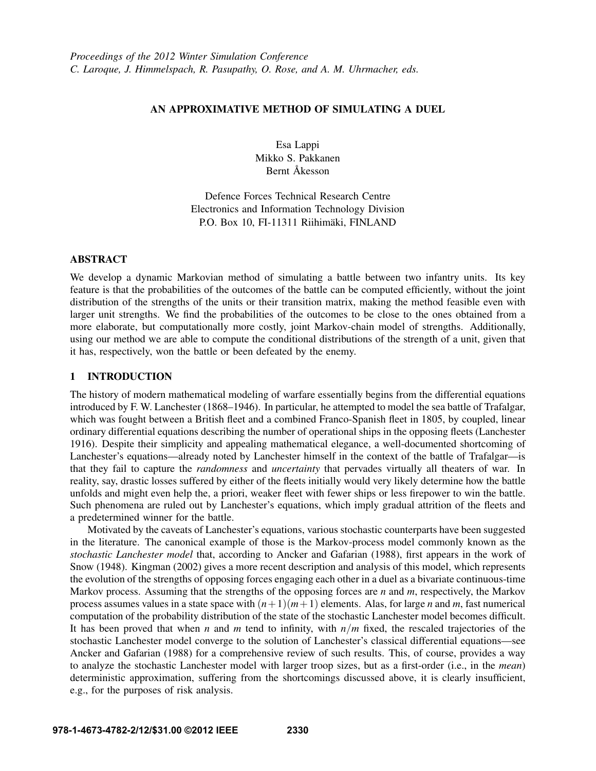Proceedings of the 2012 Winter Simulation Conference
C. Laroque, J. Himmelspach, R. Pasupathy, O. Rose, and A. M. Uhrmacher, eds.

# AN APPROXIMATIVE METHOD OF SIMULATING A DUEL

Esa Lappi
Mikko S. Pakkanen
Bernt Åkesson

Defence Forces Technical Research Centre
Electronics and Information Technology Division
P.O. Box 10, FI-11311 Riihimäki, FINLAND

## ABSTRACT

We develop a dynamic Markovian method of simulating a battle between two infantry units. Its key feature is that the probabilities of the outcomes of the battle can be computed efficiently, without the joint distribution of the strengths of the units or their transition matrix, making the method feasible even with larger unit strengths. We find the probabilities of the outcomes to be close to the ones obtained from a more elaborate, but computationally more costly, joint Markov-chain model of strengths. Additionally, using our method we are able to compute the conditional distributions of the strength of a unit, given that it has, respectively, won the battle or been defeated by the enemy.

## 1 INTRODUCTION

The history of modern mathematical modeling of warfare essentially begins from the differential equations introduced by F. W. Lanchester (1868–1946). In particular, he attempted to model the sea battle of Trafalgar, which was fought between a British fleet and a combined Franco-Spanish fleet in 1805, by coupled, linear ordinary differential equations describing the number of operational ships in the opposing fleets (Lanchester 1916). Despite their simplicity and appealing mathematical elegance, a well-documented shortcoming of Lanchester's equations—already noted by Lanchester himself in the context of the battle of Trafalgar—is that they fail to capture the *randomness* and *uncertainty* that pervades virtually all theaters of war. In reality, say, drastic losses suffered by either of the fleets initially would very likely determine how the battle unfolds and might even help the, a priori, weaker fleet with fewer ships or less firepower to win the battle. Such phenomena are ruled out by Lanchester's equations, which imply gradual attrition of the fleets and a predetermined winner for the battle.

Motivated by the caveats of Lanchester's equations, various stochastic counterparts have been suggested in the literature. The canonical example of those is the Markov-process model commonly known as the *stochastic Lanchester model* that, according to Ancker and Gafarian (1988), first appears in the work of Snow (1948). Kingman (2002) gives a more recent description and analysis of this model, which represents the evolution of the strengths of opposing forces engaging each other in a duel as a bivariate continuous-time Markov process. Assuming that the strengths of the opposing forces are $n$ and $m$, respectively, the Markov process assumes values in a state space with $(n+1)(m+1)$ elements. Alas, for large $n$ and $m$, fast numerical computation of the probability distribution of the state of the stochastic Lanchester model becomes difficult. It has been proved that when $n$ and $m$ tend to infinity, with $n/m$ fixed, the rescaled trajectories of the stochastic Lanchester model converge to the solution of Lanchester's classical differential equations—see Ancker and Gafarian (1988) for a comprehensive review of such results. This, of course, provides a way to analyze the stochastic Lanchester model with larger troop sizes, but as a first-order (i.e., in the *mean*) deterministic approximation, suffering from the shortcomings discussed above, it is clearly insufficient, e.g., for the purposes of risk analysis.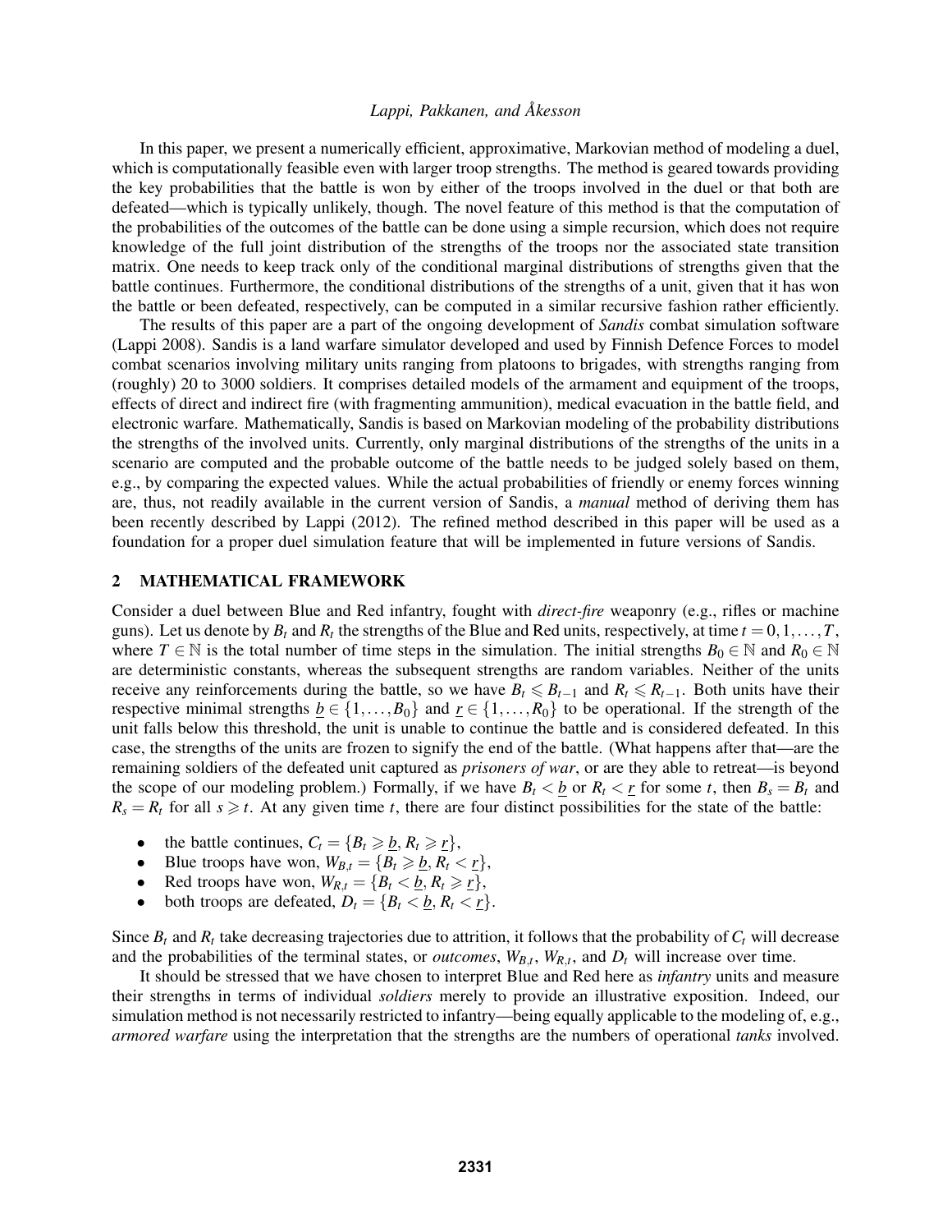In this paper, we present a numerically efficient, approximative, Markovian method of modeling a duel, which is computationally feasible even with larger troop strengths. The method is geared towards providing the key probabilities that the battle is won by either of the troops involved in the duel or that both are defeated—which is typically unlikely, though. The novel feature of this method is that the computation of the probabilities of the outcomes of the battle can be done using a simple recursion, which does not require knowledge of the full joint distribution of the strengths of the troops nor the associated state transition matrix. One needs to keep track only of the conditional marginal distributions of strengths given that the battle continues. Furthermore, the conditional distributions of the strengths of a unit, given that it has won the battle or been defeated, respectively, can be computed in a similar recursive fashion rather efficiently.

The results of this paper are a part of the ongoing development of *Sandis* combat simulation software (Lappi 2008). Sandis is a land warfare simulator developed and used by Finnish Defence Forces to model combat scenarios involving military units ranging from platoons to brigades, with strengths ranging from (roughly) 20 to 3000 soldiers. It comprises detailed models of the armament and equipment of the troops, effects of direct and indirect fire (with fragmenting ammunition), medical evacuation in the battle field, and electronic warfare. Mathematically, Sandis is based on Markovian modeling of the probability distributions the strengths of the involved units. Currently, only marginal distributions of the strengths of the units in a scenario are computed and the probable outcome of the battle needs to be judged solely based on them, e.g., by comparing the expected values. While the actual probabilities of friendly or enemy forces winning are, thus, not readily available in the current version of Sandis, a *manual* method of deriving them has been recently described by Lappi (2012). The refined method described in this paper will be used as a foundation for a proper duel simulation feature that will be implemented in future versions of Sandis.

## 2 MATHEMATICAL FRAMEWORK

Consider a duel between Blue and Red infantry, fought with *direct-fire* weaponry (e.g., rifles or machine guns). Let us denote by $B_t$ and $R_t$ the strengths of the Blue and Red units, respectively, at time $t = 0, 1, \ldots, T$, where $T \in \mathbb{N}$ is the total number of time steps in the simulation. The initial strengths $B_0 \in \mathbb{N}$ and $R_0 \in \mathbb{N}$ are deterministic constants, whereas the subsequent strengths are random variables. Neither of the units receive any reinforcements during the battle, so we have $B_t \leqslant B_{t-1}$ and $R_t \leqslant R_{t-1}$. Both units have their respective minimal strengths $\underline{b} \in \{1, \ldots, B_0\}$ and $\underline{r} \in \{1, \ldots, R_0\}$ to be operational. If the strength of the unit falls below this threshold, the unit is unable to continue the battle and is considered defeated. In this case, the strengths of the units are frozen to signify the end of the battle. (What happens after that—are the remaining soldiers of the defeated unit captured as *prisoners of war*, or are they able to retreat—is beyond the scope of our modeling problem.) Formally, if we have $B_t < \underline{b}$ or $R_t < \underline{r}$ for some $t$, then $B_s = B_t$ and $R_s = R_t$ for all $s \geqslant t$. At any given time $t$, there are four distinct possibilities for the state of the battle:

- the battle continues, $C_t = \{B_t \geqslant \underline{b}, R_t \geqslant \underline{r}\}$,
- Blue troops have won, $W_{B,t} = \{B_t \geqslant \underline{b}, R_t < \underline{r}\}$,
- Red troops have won, $W_{R,t} = \{B_t < \underline{b}, R_t \geqslant \underline{r}\}$,
- both troops are defeated, $D_t = \{B_t < \underline{b}, R_t < \underline{r}\}$.

Since $B_t$ and $R_t$ take decreasing trajectories due to attrition, it follows that the probability of $C_t$ will decrease and the probabilities of the terminal states, or *outcomes*, $W_{B,t}$, $W_{R,t}$, and $D_t$ will increase over time.

It should be stressed that we have chosen to interpret Blue and Red here as *infantry* units and measure their strengths in terms of individual *soldiers* merely to provide an illustrative exposition. Indeed, our simulation method is not necessarily restricted to infantry—being equally applicable to the modeling of, e.g., *armored warfare* using the interpretation that the strengths are the numbers of operational *tanks* involved.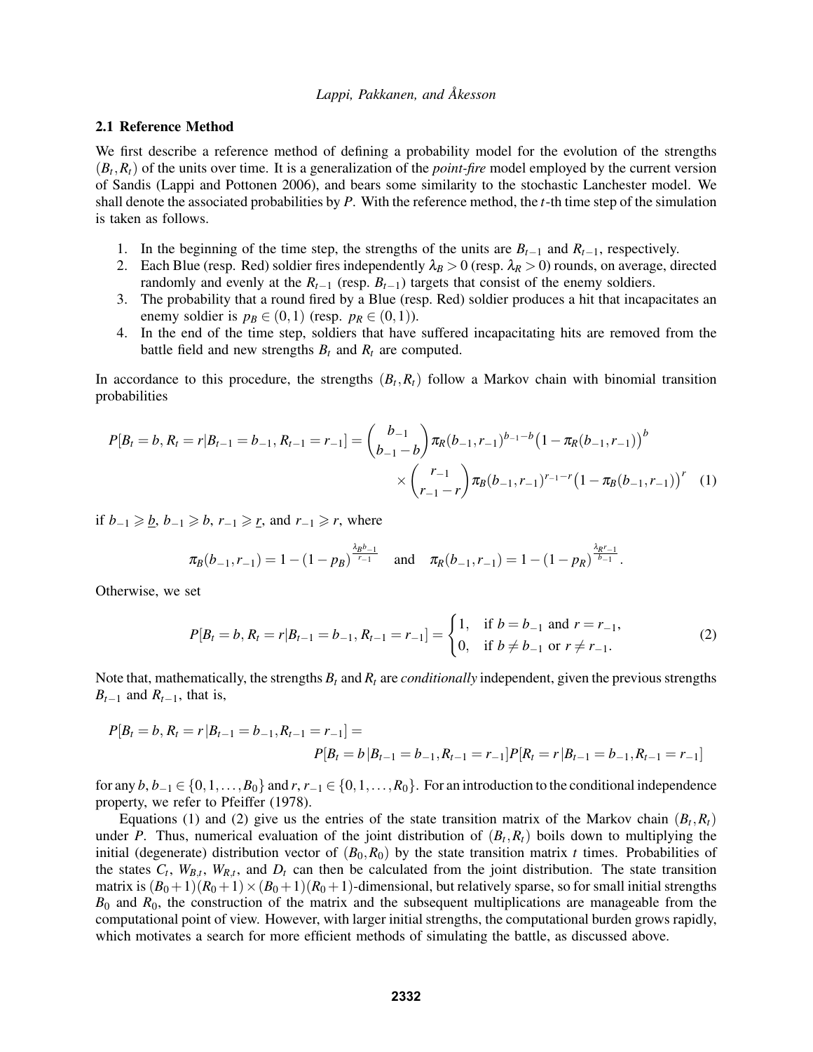### 2.1 Reference Method

We first describe a reference method of defining a probability model for the evolution of the strengths $(B_t, R_t)$ of the units over time. It is a generalization of the *point-fire* model employed by the current version of Sandis (Lappi and Pottonen 2006), and bears some similarity to the stochastic Lanchester model. We shall denote the associated probabilities by $P$. With the reference method, the $t$-th time step of the simulation is taken as follows.

1. In the beginning of the time step, the strengths of the units are $B_{t-1}$ and $R_{t-1}$, respectively.
2. Each Blue (resp. Red) soldier fires independently $\lambda_B > 0$ (resp. $\lambda_R > 0$) rounds, on average, directed randomly and evenly at the $R_{t-1}$ (resp. $B_{t-1}$) targets that consist of the enemy soldiers.
3. The probability that a round fired by a Blue (resp. Red) soldier produces a hit that incapacitates an enemy soldier is $p_B \in (0,1)$ (resp. $p_R \in (0,1)$).
4. In the end of the time step, soldiers that have suffered incapacitating hits are removed from the battle field and new strengths $B_t$ and $R_t$ are computed.

In accordance to this procedure, the strengths $(B_t, R_t)$ follow a Markov chain with binomial transition probabilities

$$
\begin{aligned}
P[B_t = b, R_t = r | B_{t-1} = b_{-1}, R_{t-1} = r_{-1}] = \binom{b_{-1}}{b_{-1} - b} \pi_R(b_{-1}, r_{-1})^{b_{-1} - b} \big(1 - \pi_R(b_{-1}, r_{-1})\big)^b \\
\times \binom{r_{-1}}{r_{-1} - r} \pi_B(b_{-1}, r_{-1})^{r_{-1} - r} \big(1 - \pi_B(b_{-1}, r_{-1})\big)^r \quad (1)
\end{aligned}
$$

if $b_{-1} \geqslant \underline{b}$, $b_{-1} \geqslant b$, $r_{-1} \geqslant \underline{r}$, and $r_{-1} \geqslant r$, where

$$
\pi_B(b_{-1}, r_{-1}) = 1 - (1 - p_B)^{\frac{\lambda_B b_{-1}}{r_{-1}}} \quad \text{and} \quad \pi_R(b_{-1}, r_{-1}) = 1 - (1 - p_R)^{\frac{\lambda_R r_{-1}}{b_{-1}}}.
$$

Otherwise, we set

$$
P[B_t = b, R_t = r | B_{t-1} = b_{-1}, R_{t-1} = r_{-1}] = \begin{cases} 1, & \text{if } b = b_{-1} \text{ and } r = r_{-1}, \\ 0, & \text{if } b \neq b_{-1} \text{ or } r \neq r_{-1}. \end{cases} \quad (2)
$$

Note that, mathematically, the strengths $B_t$ and $R_t$ are *conditionally* independent, given the previous strengths $B_{t-1}$ and $R_{t-1}$, that is,

$$
\begin{aligned}
P[B_t = b, R_t = r | B_{t-1} = b_{-1}, R_{t-1} = r_{-1}] = \\
P[B_t = b | B_{t-1} = b_{-1}, R_{t-1} = r_{-1}] P[R_t = r | B_{t-1} = b_{-1}, R_{t-1} = r_{-1}]
\end{aligned}
$$

for any $b, b_{-1} \in \{0, 1, \ldots, B_0\}$ and $r, r_{-1} \in \{0, 1, \ldots, R_0\}$. For an introduction to the conditional independence property, we refer to Pfeiffer (1978).

Equations (1) and (2) give us the entries of the state transition matrix of the Markov chain $(B_t, R_t)$ under $P$. Thus, numerical evaluation of the joint distribution of $(B_t, R_t)$ boils down to multiplying the initial (degenerate) distribution vector of $(B_0, R_0)$ by the state transition matrix $t$ times. Probabilities of the states $C_t$, $W_{B,t}$, $W_{R,t}$, and $D_t$ can then be calculated from the joint distribution. The state transition matrix is $(B_0+1)(R_0+1) \times (B_0+1)(R_0+1)$-dimensional, but relatively sparse, so for small initial strengths $B_0$ and $R_0$, the construction of the matrix and the subsequent multiplications are manageable from the computational point of view. However, with larger initial strengths, the computational burden grows rapidly, which motivates a search for more efficient methods of simulating the battle, as discussed above.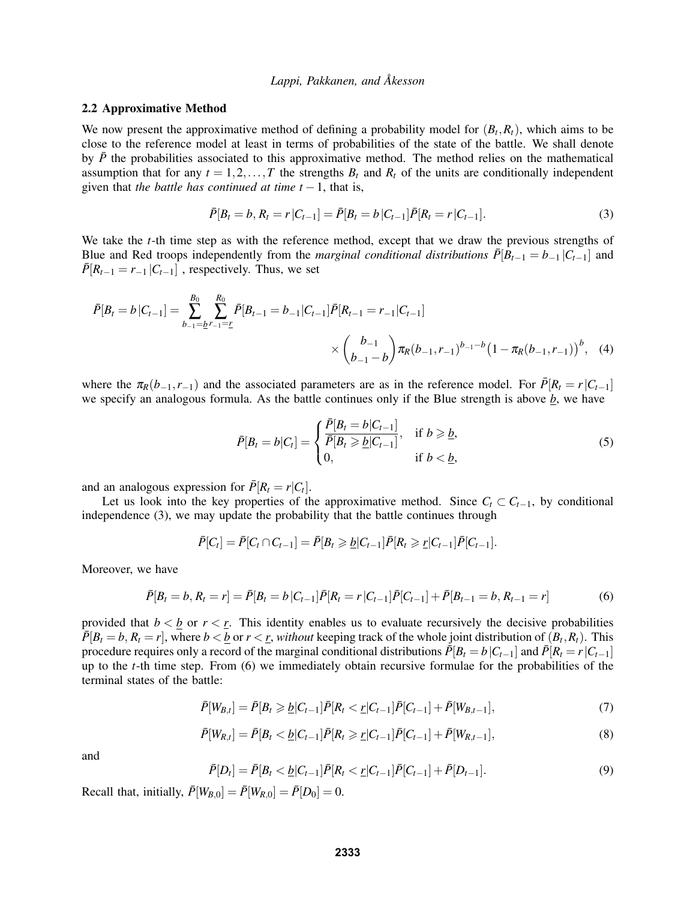### 2.2 Approximative Method

We now present the approximative method of defining a probability model for $(B_t, R_t)$, which aims to be close to the reference model at least in terms of probabilities of the state of the battle. We shall denote by $\bar{P}$ the probabilities associated to this approximative method. The method relies on the mathematical assumption that for any $t = 1, 2, \ldots, T$ the strengths $B_t$ and $R_t$ of the units are conditionally independent given that *the battle has continued at time* $t-1$, that is,

$$\bar{P}[B_t = b, R_t = r \,|\, C_{t-1}] = \bar{P}[B_t = b \,|\, C_{t-1}]\bar{P}[R_t = r \,|\, C_{t-1}]. \tag{3}$$

We take the $t$-th time step as with the reference method, except that we draw the previous strengths of Blue and Red troops independently from the *marginal conditional distributions* $\bar{P}[B_{t-1} = b_{-1} \,|\, C_{t-1}]$ and $\bar{P}[R_{t-1} = r_{-1} \,|\, C_{t-1}]$ , respectively. Thus, we set

$$\bar{P}[B_t = b \,|\, C_{t-1}] = \sum_{b_{-1}=\underline{b}}^{B_0} \sum_{r_{-1}=\underline{r}}^{R_0} \bar{P}[B_{t-1} = b_{-1} | C_{t-1}]\bar{P}[R_{t-1} = r_{-1} | C_{t-1}] \times \binom{b_{-1}}{b_{-1} - b} \pi_R(b_{-1}, r_{-1})^{b_{-1}-b}\big(1 - \pi_R(b_{-1}, r_{-1})\big)^{b}, \tag{4}$$

where the $\pi_R(b_{-1}, r_{-1})$ and the associated parameters are as in the reference model. For $\bar{P}[R_t = r \,|\, C_{t-1}]$ we specify an analogous formula. As the battle continues only if the Blue strength is above $\underline{b}$, we have

$$\bar{P}[B_t = b | C_t] = \begin{cases} \dfrac{\bar{P}[B_t = b | C_{t-1}]}{\bar{P}[B_t \geqslant \underline{b} | C_{t-1}]}, & \text{if } b \geqslant \underline{b}, \\ 0, & \text{if } b < \underline{b}, \end{cases} \tag{5}$$

and an analogous expression for $\bar{P}[R_t = r | C_t]$.

Let us look into the key properties of the approximative method. Since $C_t \subset C_{t-1}$, by conditional independence (3), we may update the probability that the battle continues through

$$\bar{P}[C_t] = \bar{P}[C_t \cap C_{t-1}] = \bar{P}[B_t \geqslant \underline{b} | C_{t-1}]\bar{P}[R_t \geqslant \underline{r} | C_{t-1}]\bar{P}[C_{t-1}].$$

Moreover, we have

$$\bar{P}[B_t = b, R_t = r] = \bar{P}[B_t = b \,|\, C_{t-1}]\bar{P}[R_t = r \,|\, C_{t-1}]\bar{P}[C_{t-1}] + \bar{P}[B_{t-1} = b, R_{t-1} = r] \tag{6}$$

provided that $b < \underline{b}$ or $r < \underline{r}$. This identity enables us to evaluate recursively the decisive probabilities $\bar{P}[B_t = b, R_t = r]$, where $b < \underline{b}$ or $r < \underline{r}$, *without* keeping track of the whole joint distribution of $(B_t, R_t)$. This procedure requires only a record of the marginal conditional distributions $\bar{P}[B_t = b \,|\, C_{t-1}]$ and $\bar{P}[R_t = r \,|\, C_{t-1}]$ up to the $t$-th time step. From (6) we immediately obtain recursive formulae for the probabilities of the terminal states of the battle:

$$\bar{P}[W_{B,t}] = \bar{P}[B_t \geqslant \underline{b} | C_{t-1}]\bar{P}[R_t < \underline{r} | C_{t-1}]\bar{P}[C_{t-1}] + \bar{P}[W_{B,t-1}], \tag{7}$$

$$\bar{P}[W_{R,t}] = \bar{P}[B_t < \underline{b} | C_{t-1}]\bar{P}[R_t \geqslant \underline{r} | C_{t-1}]\bar{P}[C_{t-1}] + \bar{P}[W_{R,t-1}], \tag{8}$$

and

$$\bar{P}[D_t] = \bar{P}[B_t < \underline{b} | C_{t-1}]\bar{P}[R_t < \underline{r} | C_{t-1}]\bar{P}[C_{t-1}] + \bar{P}[D_{t-1}]. \tag{9}$$

Recall that, initially, $\bar{P}[W_{B,0}] = \bar{P}[W_{R,0}] = \bar{P}[D_0] = 0$.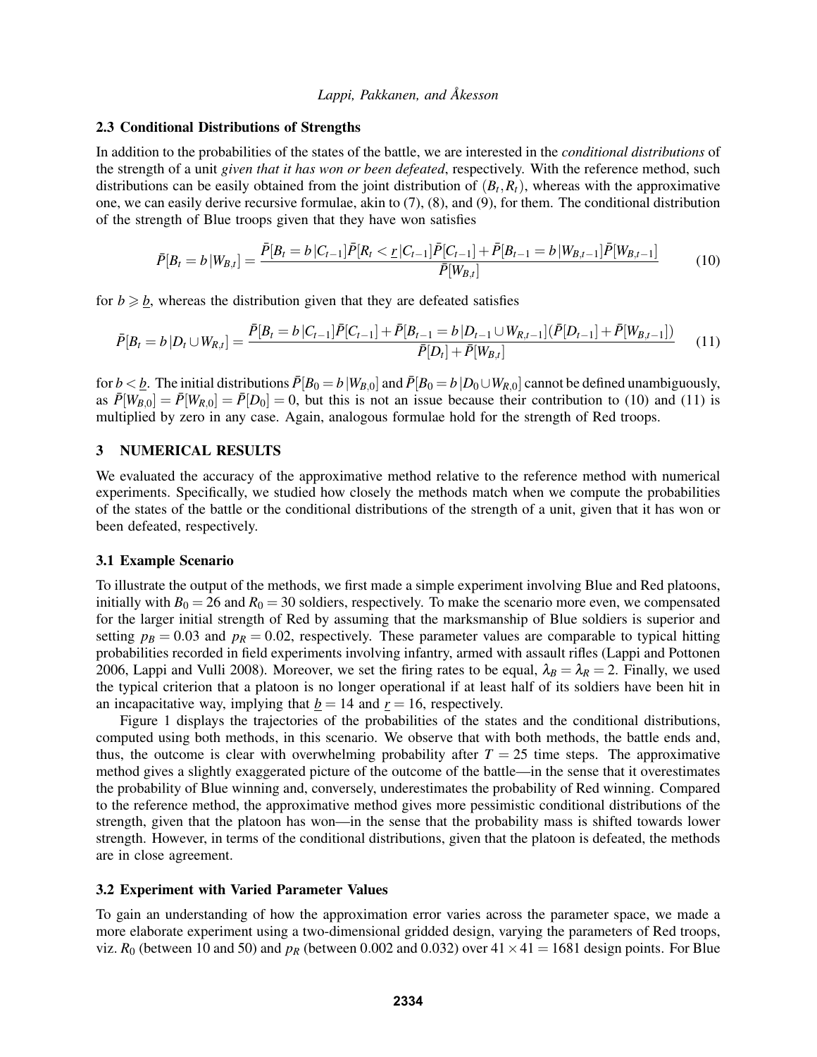### 2.3 Conditional Distributions of Strengths

In addition to the probabilities of the states of the battle, we are interested in the *conditional distributions* of the strength of a unit *given that it has won or been defeated*, respectively. With the reference method, such distributions can be easily obtained from the joint distribution of $(B_t, R_t)$, whereas with the approximative one, we can easily derive recursive formulae, akin to (7), (8), and (9), for them. The conditional distribution of the strength of Blue troops given that they have won satisfies

$$\bar{P}[B_t = b\,|W_{B,t}] = \frac{\bar{P}[B_t = b\,|C_{t-1}]\bar{P}[R_t < \underline{r}\,|C_{t-1}]\bar{P}[C_{t-1}] + \bar{P}[B_{t-1} = b\,|W_{B,t-1}]\bar{P}[W_{B,t-1}]}{\bar{P}[W_{B,t}]} \tag{10}$$

for $b \geqslant \underline{b}$, whereas the distribution given that they are defeated satisfies

$$\bar{P}[B_t = b\,|D_t \cup W_{R,t}] = \frac{\bar{P}[B_t = b\,|C_{t-1}]\bar{P}[C_{t-1}] + \bar{P}[B_{t-1} = b\,|D_{t-1} \cup W_{R,t-1}](\bar{P}[D_{t-1}] + \bar{P}[W_{B,t-1}])}{\bar{P}[D_t] + \bar{P}[W_{B,t}]} \tag{11}$$

for $b < \underline{b}$. The initial distributions $\bar{P}[B_0 = b\,|W_{B,0}]$ and $\bar{P}[B_0 = b\,|D_0 \cup W_{R,0}]$ cannot be defined unambiguously, as $\bar{P}[W_{B,0}] = \bar{P}[W_{R,0}] = \bar{P}[D_0] = 0$, but this is not an issue because their contribution to (10) and (11) is multiplied by zero in any case. Again, analogous formulae hold for the strength of Red troops.

## 3 NUMERICAL RESULTS

We evaluated the accuracy of the approximative method relative to the reference method with numerical experiments. Specifically, we studied how closely the methods match when we compute the probabilities of the states of the battle or the conditional distributions of the strength of a unit, given that it has won or been defeated, respectively.

### 3.1 Example Scenario

To illustrate the output of the methods, we first made a simple experiment involving Blue and Red platoons, initially with $B_0 = 26$ and $R_0 = 30$ soldiers, respectively. To make the scenario more even, we compensated for the larger initial strength of Red by assuming that the marksmanship of Blue soldiers is superior and setting $p_B = 0.03$ and $p_R = 0.02$, respectively. These parameter values are comparable to typical hitting probabilities recorded in field experiments involving infantry, armed with assault rifles (Lappi and Pottonen 2006, Lappi and Vulli 2008). Moreover, we set the firing rates to be equal, $\lambda_B = \lambda_R = 2$. Finally, we used the typical criterion that a platoon is no longer operational if at least half of its soldiers have been hit in an incapacitative way, implying that $\underline{b} = 14$ and $\underline{r} = 16$, respectively.

Figure 1 displays the trajectories of the probabilities of the states and the conditional distributions, computed using both methods, in this scenario. We observe that with both methods, the battle ends and, thus, the outcome is clear with overwhelming probability after $T = 25$ time steps. The approximative method gives a slightly exaggerated picture of the outcome of the battle—in the sense that it overestimates the probability of Blue winning and, conversely, underestimates the probability of Red winning. Compared to the reference method, the approximative method gives more pessimistic conditional distributions of the strength, given that the platoon has won—in the sense that the probability mass is shifted towards lower strength. However, in terms of the conditional distributions, given that the platoon is defeated, the methods are in close agreement.

### 3.2 Experiment with Varied Parameter Values

To gain an understanding of how the approximation error varies across the parameter space, we made a more elaborate experiment using a two-dimensional gridded design, varying the parameters of Red troops, viz. $R_0$ (between 10 and 50) and $p_R$ (between 0.002 and 0.032) over $41 \times 41 = 1681$ design points. For Blue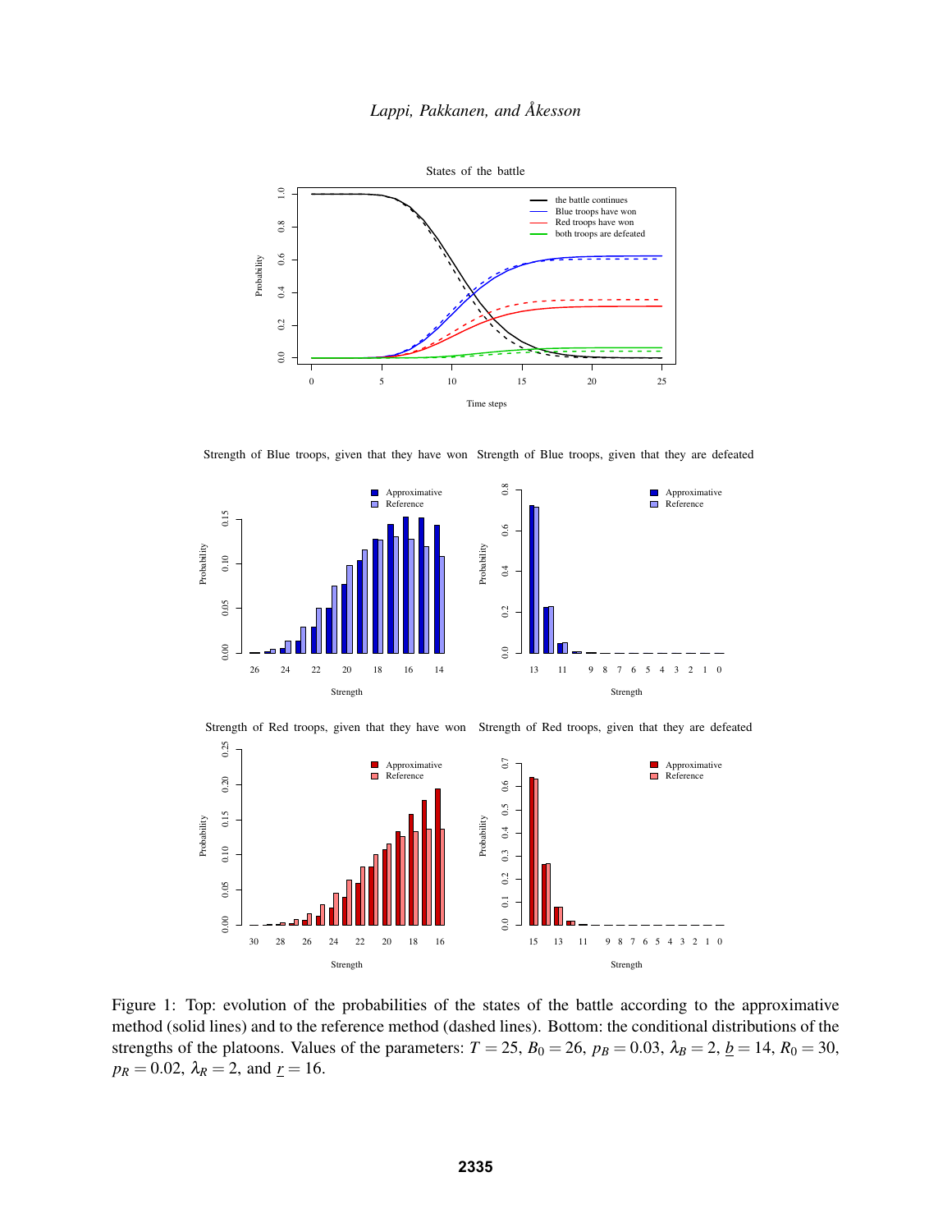Figure 1: Top: evolution of the probabilities of the states of the battle according to the approximative method (solid lines) and to the reference method (dashed lines). Bottom: the conditional distributions of the strengths of the platoons. Values of the parameters: $T = 25$, $B_0 = 26$, $p_B = 0.03$, $\lambda_B = 2$, $\underline{b} = 14$, $R_0 = 30$, $p_R = 0.02$, $\lambda_R = 2$, and $\underline{r} = 16$.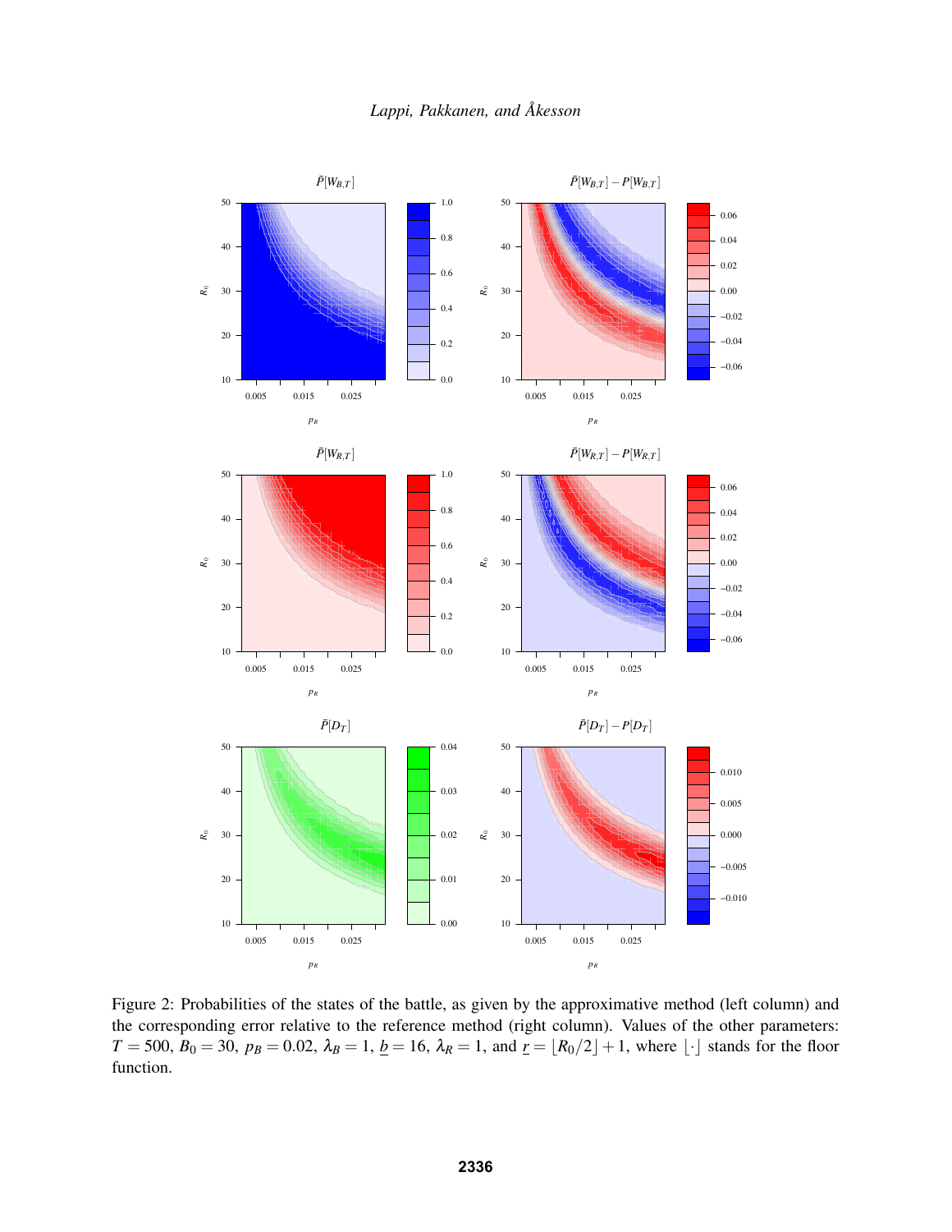Figure 2: Probabilities of the states of the battle, as given by the approximative method (left column) and the corresponding error relative to the reference method (right column). Values of the other parameters: $T = 500$, $B_0 = 30$, $p_B = 0.02$, $\lambda_B = 1$, $\underline{b} = 16$, $\lambda_R = 1$, and $\underline{r} = \lfloor R_0/2 \rfloor + 1$, where $\lfloor \cdot \rfloor$ stands for the floor function.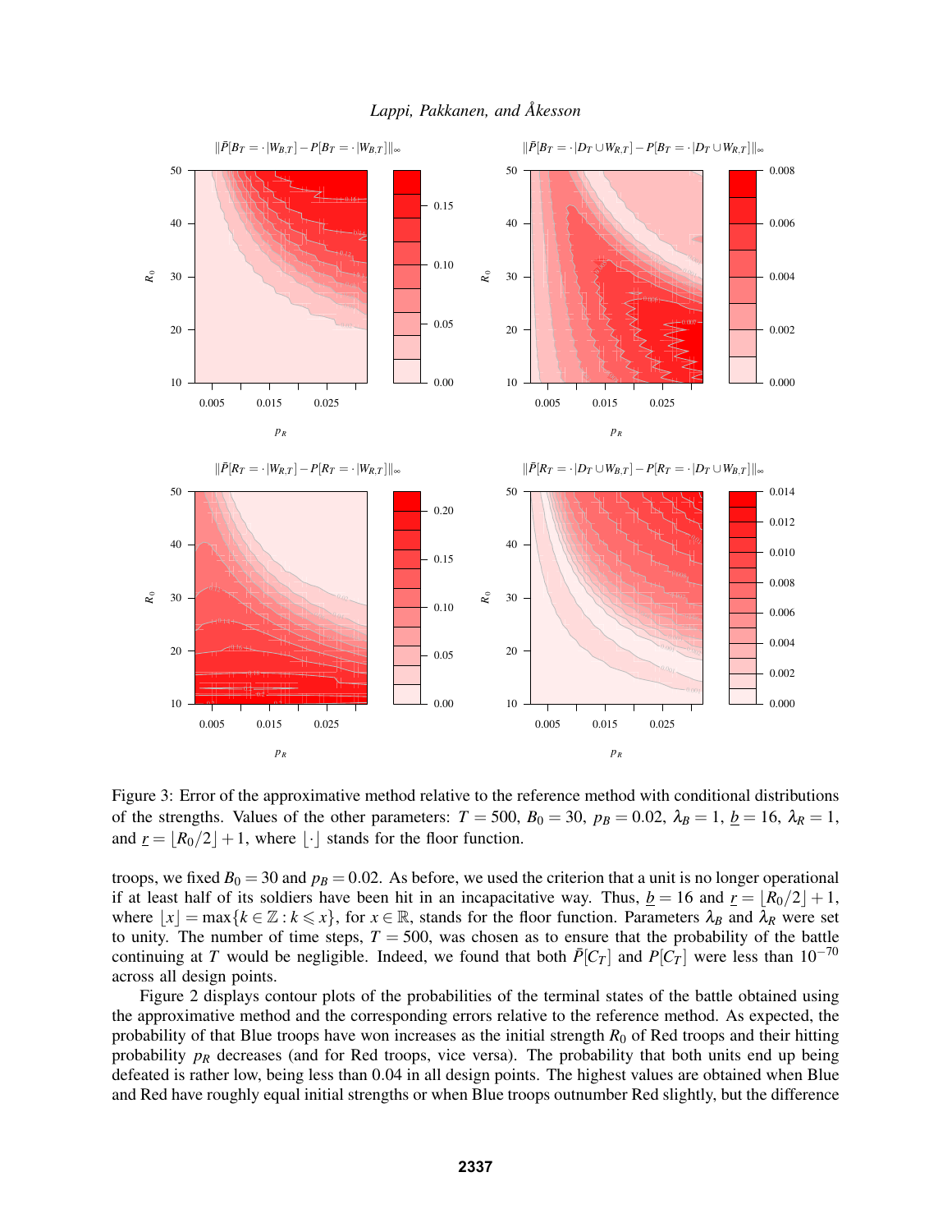Figure 3: Error of the approximative method relative to the reference method with conditional distributions of the strengths. Values of the other parameters: $T = 500$, $B_0 = 30$, $p_B = 0.02$, $\lambda_B = 1$, $\underline{b} = 16$, $\lambda_R = 1$, and $\underline{r} = \lfloor R_0/2 \rfloor + 1$, where $\lfloor \cdot \rfloor$ stands for the floor function.

troops, we fixed $B_0 = 30$ and $p_B = 0.02$. As before, we used the criterion that a unit is no longer operational if at least half of its soldiers have been hit in an incapacitative way. Thus, $\underline{b} = 16$ and $\underline{r} = \lfloor R_0/2 \rfloor + 1$, where $\lfloor x \rfloor = \max\{k \in \mathbb{Z} : k \leqslant x\}$, for $x \in \mathbb{R}$, stands for the floor function. Parameters $\lambda_B$ and $\lambda_R$ were set to unity. The number of time steps, $T = 500$, was chosen as to ensure that the probability of the battle continuing at $T$ would be negligible. Indeed, we found that both $\bar{P}[C_T]$ and $P[C_T]$ were less than $10^{-70}$ across all design points.

Figure 2 displays contour plots of the probabilities of the terminal states of the battle obtained using the approximative method and the corresponding errors relative to the reference method. As expected, the probability of that Blue troops have won increases as the initial strength $R_0$ of Red troops and their hitting probability $p_R$ decreases (and for Red troops, vice versa). The probability that both units end up being defeated is rather low, being less than 0.04 in all design points. The highest values are obtained when Blue and Red have roughly equal initial strengths or when Blue troops outnumber Red slightly, but the difference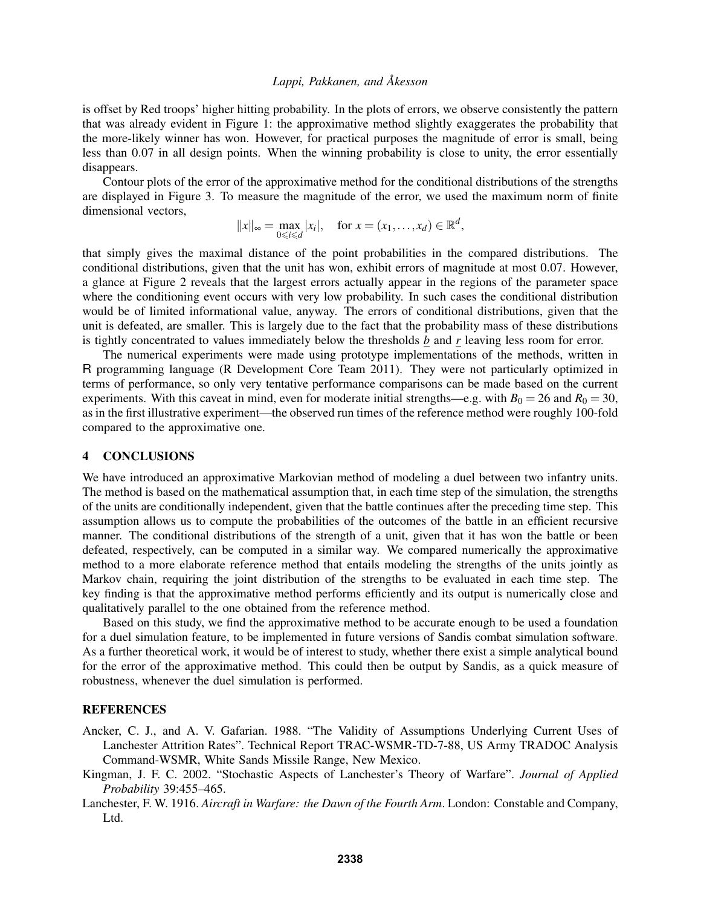is offset by Red troops' higher hitting probability. In the plots of errors, we observe consistently the pattern that was already evident in Figure 1: the approximative method slightly exaggerates the probability that the more-likely winner has won. However, for practical purposes the magnitude of error is small, being less than 0.07 in all design points. When the winning probability is close to unity, the error essentially disappears.

Contour plots of the error of the approximative method for the conditional distributions of the strengths are displayed in Figure 3. To measure the magnitude of the error, we used the maximum norm of finite dimensional vectors,

$$\|x\|_\infty = \max_{0 \leqslant i \leqslant d} |x_i|, \quad \text{for } x = (x_1, \ldots, x_d) \in \mathbb{R}^d,$$

that simply gives the maximal distance of the point probabilities in the compared distributions. The conditional distributions, given that the unit has won, exhibit errors of magnitude at most 0.07. However, a glance at Figure 2 reveals that the largest errors actually appear in the regions of the parameter space where the conditioning event occurs with very low probability. In such cases the conditional distribution would be of limited informational value, anyway. The errors of conditional distributions, given that the unit is defeated, are smaller. This is largely due to the fact that the probability mass of these distributions is tightly concentrated to values immediately below the thresholds $\underline{b}$ and $\underline{r}$ leaving less room for error.

The numerical experiments were made using prototype implementations of the methods, written in R programming language (R Development Core Team 2011). They were not particularly optimized in terms of performance, so only very tentative performance comparisons can be made based on the current experiments. With this caveat in mind, even for moderate initial strengths—e.g. with $B_0 = 26$ and $R_0 = 30$, as in the first illustrative experiment—the observed run times of the reference method were roughly 100-fold compared to the approximative one.

## 4 CONCLUSIONS

We have introduced an approximative Markovian method of modeling a duel between two infantry units. The method is based on the mathematical assumption that, in each time step of the simulation, the strengths of the units are conditionally independent, given that the battle continues after the preceding time step. This assumption allows us to compute the probabilities of the outcomes of the battle in an efficient recursive manner. The conditional distributions of the strength of a unit, given that it has won the battle or been defeated, respectively, can be computed in a similar way. We compared numerically the approximative method to a more elaborate reference method that entails modeling the strengths of the units jointly as Markov chain, requiring the joint distribution of the strengths to be evaluated in each time step. The key finding is that the approximative method performs efficiently and its output is numerically close and qualitatively parallel to the one obtained from the reference method.

Based on this study, we find the approximative method to be accurate enough to be used a foundation for a duel simulation feature, to be implemented in future versions of Sandis combat simulation software. As a further theoretical work, it would be of interest to study, whether there exist a simple analytical bound for the error of the approximative method. This could then be output by Sandis, as a quick measure of robustness, whenever the duel simulation is performed.

## REFERENCES

Ancker, C. J., and A. V. Gafarian. 1988. "The Validity of Assumptions Underlying Current Uses of Lanchester Attrition Rates". Technical Report TRAC-WSMR-TD-7-88, US Army TRADOC Analysis Command-WSMR, White Sands Missile Range, New Mexico.

Kingman, J. F. C. 2002. "Stochastic Aspects of Lanchester's Theory of Warfare". *Journal of Applied Probability* 39:455–465.

Lanchester, F. W. 1916. *Aircraft in Warfare: the Dawn of the Fourth Arm*. London: Constable and Company, Ltd.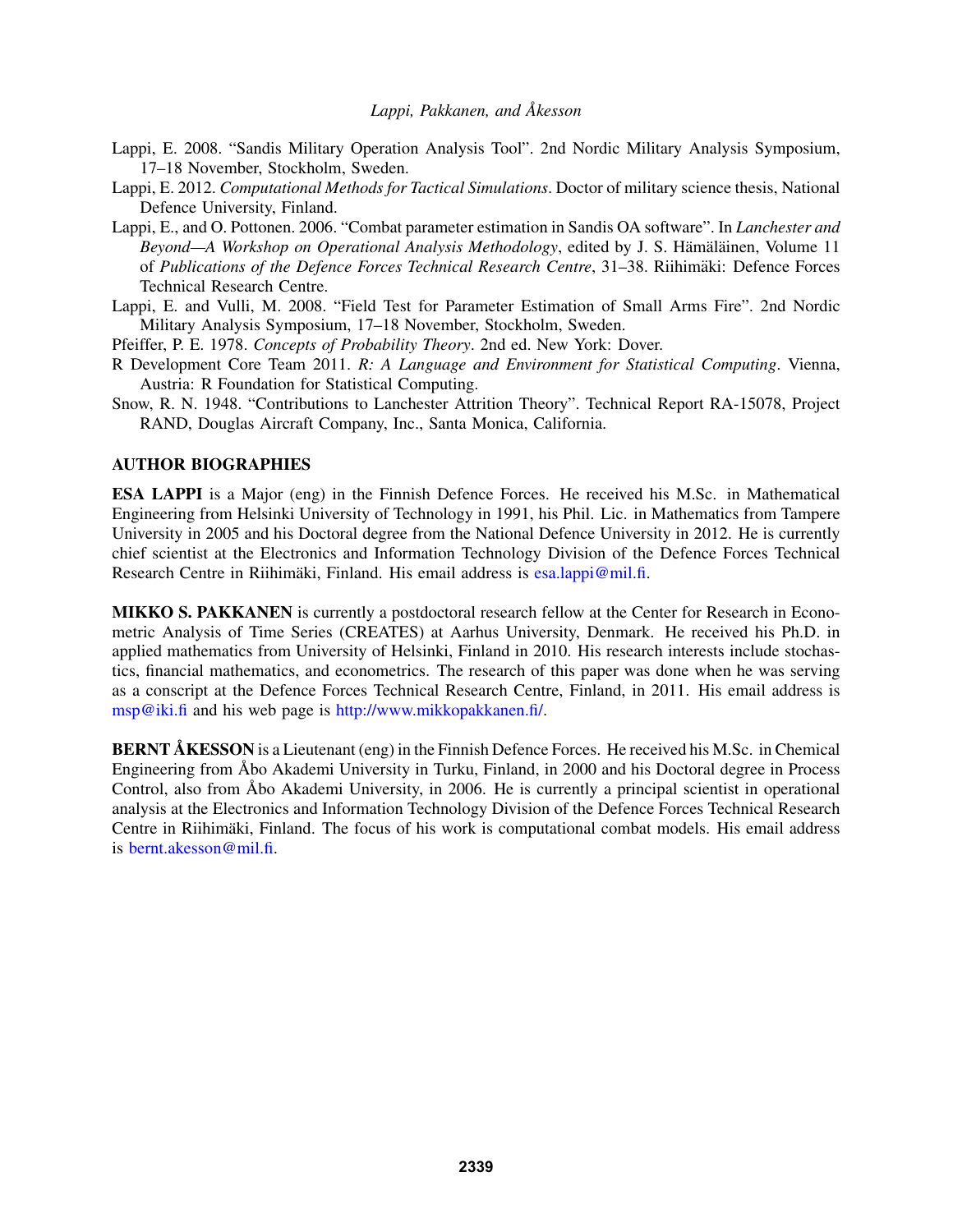Lappi, E. 2008. "Sandis Military Operation Analysis Tool". 2nd Nordic Military Analysis Symposium, 17–18 November, Stockholm, Sweden.

Lappi, E. 2012. *Computational Methods for Tactical Simulations*. Doctor of military science thesis, National Defence University, Finland.

Lappi, E., and O. Pottonen. 2006. "Combat parameter estimation in Sandis OA software". In *Lanchester and Beyond—A Workshop on Operational Analysis Methodology*, edited by J. S. Hämäläinen, Volume 11 of *Publications of the Defence Forces Technical Research Centre*, 31–38. Riihimäki: Defence Forces Technical Research Centre.

Lappi, E. and Vulli, M. 2008. "Field Test for Parameter Estimation of Small Arms Fire". 2nd Nordic Military Analysis Symposium, 17–18 November, Stockholm, Sweden.

Pfeiffer, P. E. 1978. *Concepts of Probability Theory*. 2nd ed. New York: Dover.

R Development Core Team 2011. *R: A Language and Environment for Statistical Computing*. Vienna, Austria: R Foundation for Statistical Computing.

Snow, R. N. 1948. "Contributions to Lanchester Attrition Theory". Technical Report RA-15078, Project RAND, Douglas Aircraft Company, Inc., Santa Monica, California.

## AUTHOR BIOGRAPHIES

**ESA LAPPI** is a Major (eng) in the Finnish Defence Forces. He received his M.Sc. in Mathematical Engineering from Helsinki University of Technology in 1991, his Phil. Lic. in Mathematics from Tampere University in 2005 and his Doctoral degree from the National Defence University in 2012. He is currently chief scientist at the Electronics and Information Technology Division of the Defence Forces Technical Research Centre in Riihimäki, Finland. His email address is esa.lappi@mil.fi.

**MIKKO S. PAKKANEN** is currently a postdoctoral research fellow at the Center for Research in Econometric Analysis of Time Series (CREATES) at Aarhus University, Denmark. He received his Ph.D. in applied mathematics from University of Helsinki, Finland in 2010. His research interests include stochastics, financial mathematics, and econometrics. The research of this paper was done when he was serving as a conscript at the Defence Forces Technical Research Centre, Finland, in 2011. His email address is msp@iki.fi and his web page is http://www.mikkopakkanen.fi/.

**BERNT ÅKESSON** is a Lieutenant (eng) in the Finnish Defence Forces. He received his M.Sc. in Chemical Engineering from Åbo Akademi University in Turku, Finland, in 2000 and his Doctoral degree in Process Control, also from Åbo Akademi University, in 2006. He is currently a principal scientist in operational analysis at the Electronics and Information Technology Division of the Defence Forces Technical Research Centre in Riihimäki, Finland. The focus of his work is computational combat models. His email address is bernt.akesson@mil.fi.